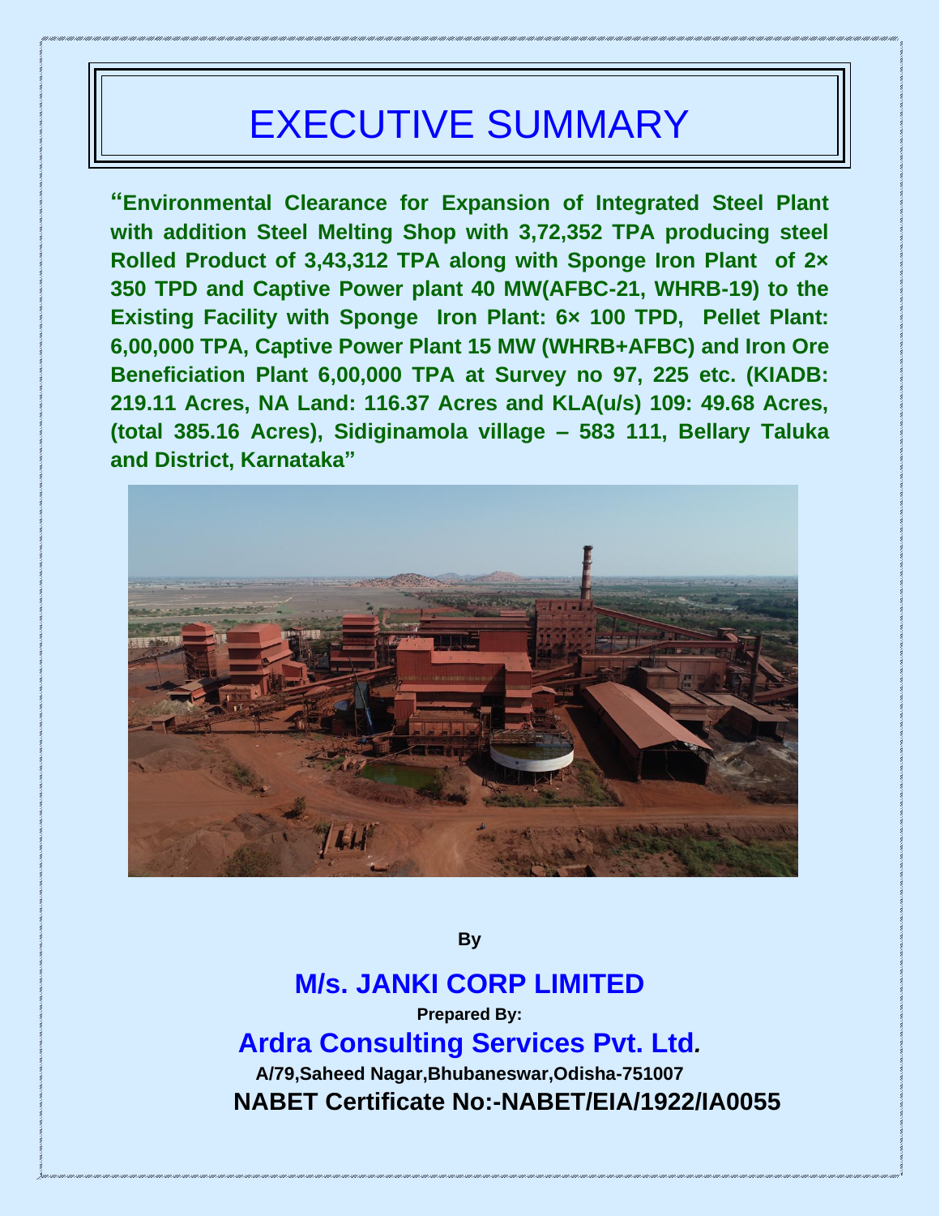# EXECUTIVE SUMMARY

**"Environmental Clearance for Expansion of Integrated Steel Plant with addition Steel Melting Shop with 3,72,352 TPA producing steel Rolled Product of 3,43,312 TPA along with Sponge Iron Plant of 2× 350 TPD and Captive Power plant 40 MW(AFBC-21, WHRB-19) to the Existing Facility with Sponge Iron Plant: 6× 100 TPD, Pellet Plant: 6,00,000 TPA, Captive Power Plant 15 MW (WHRB+AFBC) and Iron Ore Beneficiation Plant 6,00,000 TPA at Survey no 97, 225 etc. (KIADB: 219.11 Acres, NA Land: 116.37 Acres and KLA(u/s) 109: 49.68 Acres, (total 385.16 Acres), Sidiginamola village – 583 111, Bellary Taluka and District, Karnataka"**

**By**

## M/s. JANKI CORP LIMITED

**Prepared By:**

## Ardra Consulting Services Pvt. Ltd.

**A/79,Saheed Nagar,Bhubaneswar,Odisha-751007**

**NABET Certificate No:-NABET/EIA/1922/IA0055**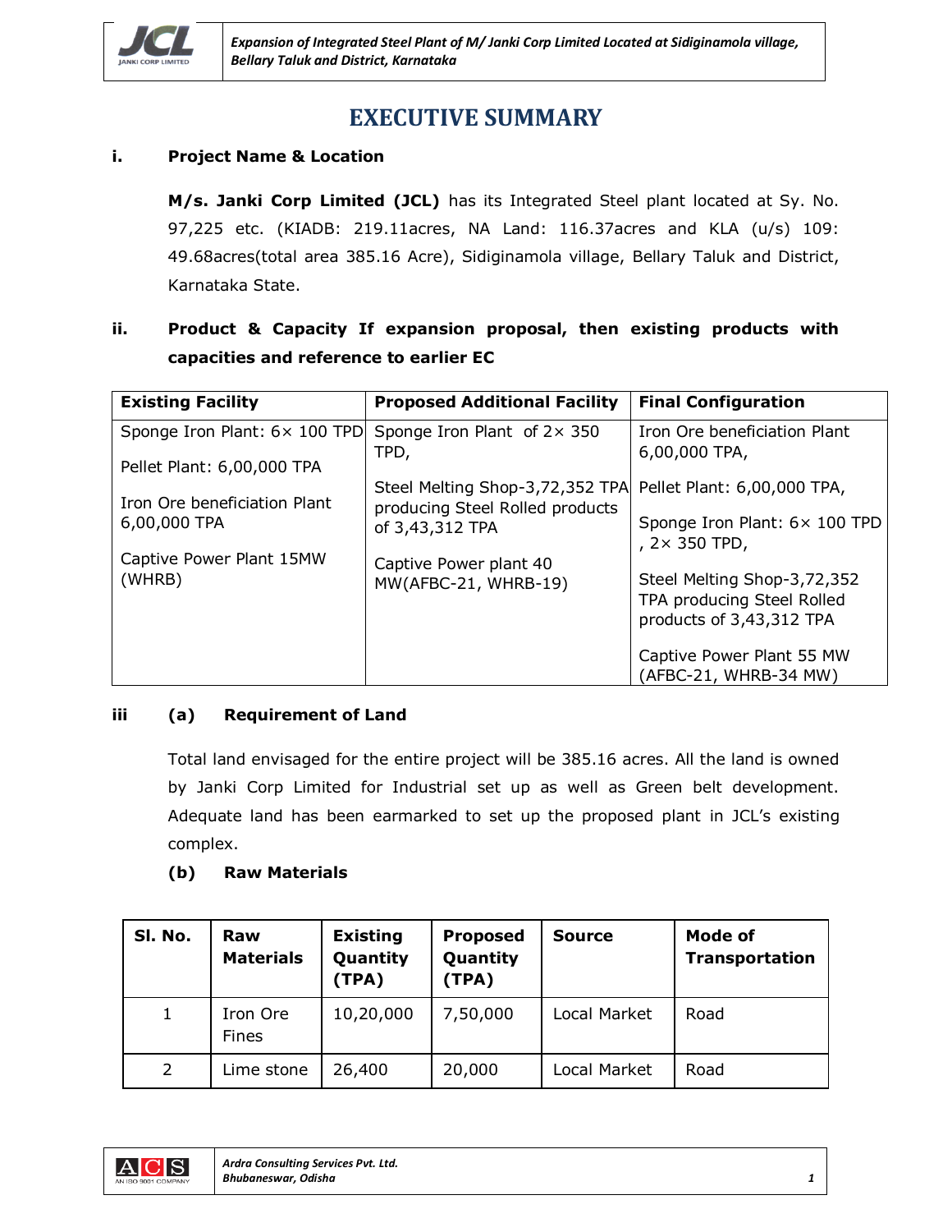# EXECUTIVE SUMMARY

**i. Project Name & Location**

**M/s. Janki Corp Limited (JCL)** has its Integrated Steel plant located at Sy. No. 97,225 etc. (KIADB: 219.11acres, NA Land: 116.37acres and KLA (u/s) 109: 49.68acres(total area 385.16 Acre), Sidiginamola village, Bellary Taluk and District, Karnataka State.

**ii. Product & Capacity If expansion proposal, then existing products with capacities and reference to earlier EC**

| Existing Facility | Proposed Additional Facility | Final Configuration |
|---|---|---|
| Sponge Iron Plant: 6× 100 TPD<br>Pellet Plant: 6,00,000 TPA<br>Iron Ore beneficiation Plant 6,00,000 TPA<br>Captive Power Plant 15MW (WHRB) | Sponge Iron Plant of 2× 350 TPD,<br>Steel Melting Shop-3,72,352 TPA producing Steel Rolled products of 3,43,312 TPA<br>Captive Power plant 40 MW(AFBC-21, WHRB-19) | Iron Ore beneficiation Plant 6,00,000 TPA,<br>Pellet Plant: 6,00,000 TPA,<br>Sponge Iron Plant: 6× 100 TPD , 2× 350 TPD,<br>Steel Melting Shop-3,72,352 TPA producing Steel Rolled products of 3,43,312 TPA<br>Captive Power Plant 55 MW (AFBC-21, WHRB-34 MW) |

**iii (a) Requirement of Land**

Total land envisaged for the entire project will be 385.16 acres. All the land is owned by Janki Corp Limited for Industrial set up as well as Green belt development. Adequate land has been earmarked to set up the proposed plant in JCL's existing complex.

**(b) Raw Materials**

| Sl. No. | Raw Materials | Existing Quantity (TPA) | Proposed Quantity (TPA) | Source | Mode of Transportation |
|---|---|---|---|---|---|
| 1 | Iron Ore Fines | 10,20,000 | 7,50,000 | Local Market | Road |
| 2 | Lime stone | 26,400 | 20,000 | Local Market | Road |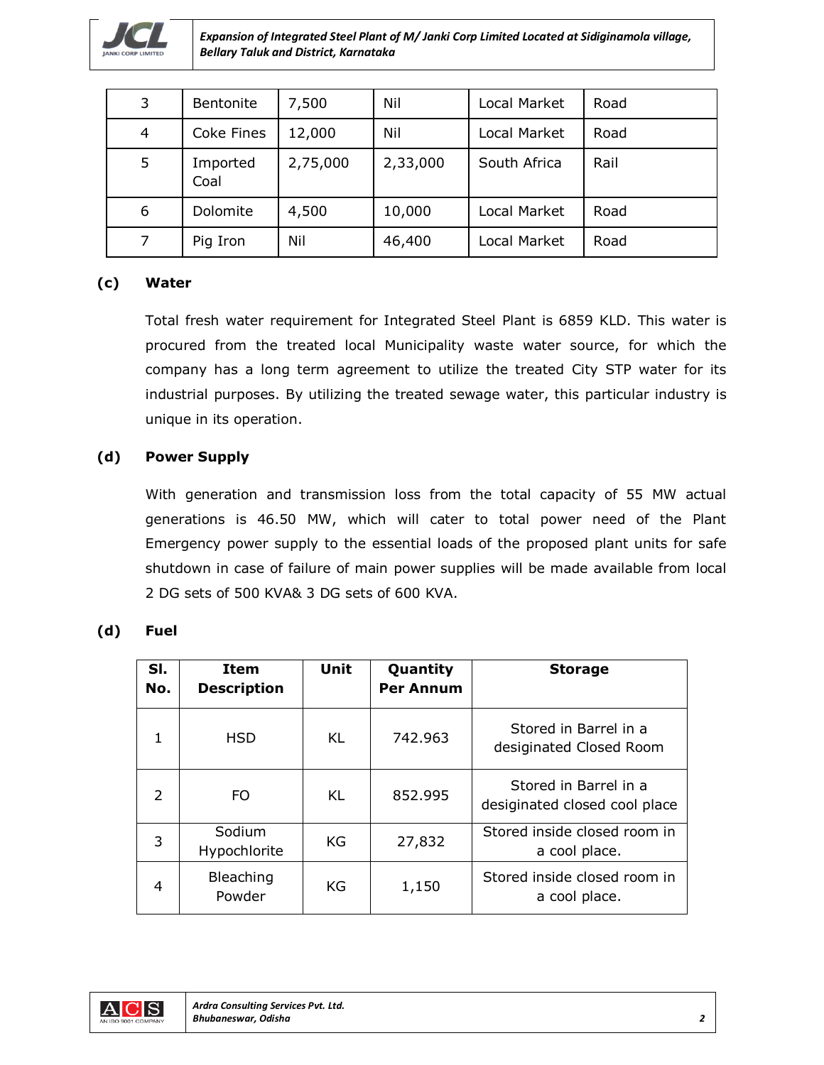| 3 | Bentonite | 7,500 | Nil | Local Market | Road |
|---|---|---|---|---|---|
| 4 | Coke Fines | 12,000 | Nil | Local Market | Road |
| 5 | Imported Coal | 2,75,000 | 2,33,000 | South Africa | Rail |
| 6 | Dolomite | 4,500 | 10,000 | Local Market | Road |
| 7 | Pig Iron | Nil | 46,400 | Local Market | Road |

**(c) Water**

Total fresh water requirement for Integrated Steel Plant is 6859 KLD. This water is procured from the treated local Municipality waste water source, for which the company has a long term agreement to utilize the treated City STP water for its industrial purposes. By utilizing the treated sewage water, this particular industry is unique in its operation.

**(d) Power Supply**

With generation and transmission loss from the total capacity of 55 MW actual generations is 46.50 MW, which will cater to total power need of the Plant Emergency power supply to the essential loads of the proposed plant units for safe shutdown in case of failure of main power supplies will be made available from local 2 DG sets of 500 KVA& 3 DG sets of 600 KVA.

**(d) Fuel**

| Sl. No. | Item Description | Unit | Quantity Per Annum | Storage |
|---|---|---|---|---|
| 1 | HSD | KL | 742.963 | Stored in Barrel in a desiginated Closed Room |
| 2 | FO | KL | 852.995 | Stored in Barrel in a desiginated closed cool place |
| 3 | Sodium Hypochlorite | KG | 27,832 | Stored inside closed room in a cool place. |
| 4 | Bleaching Powder | KG | 1,150 | Stored inside closed room in a cool place. |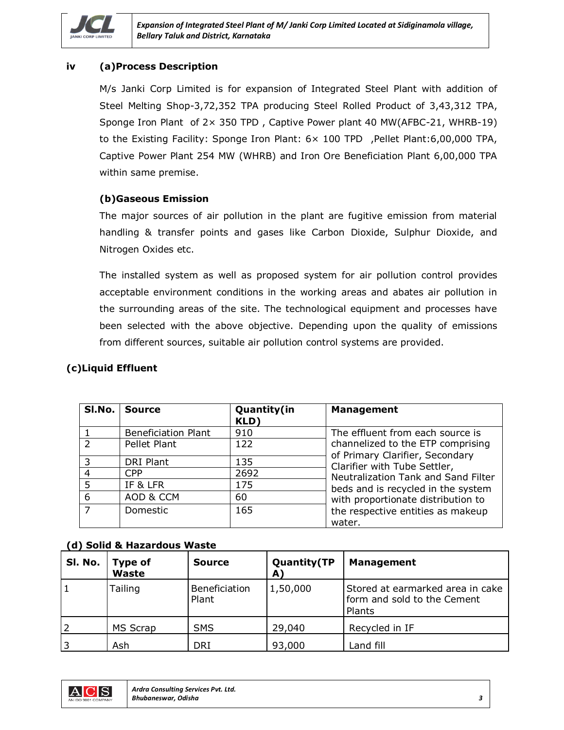**iv (a)Process Description**

M/s Janki Corp Limited is for expansion of Integrated Steel Plant with addition of Steel Melting Shop-3,72,352 TPA producing Steel Rolled Product of 3,43,312 TPA, Sponge Iron Plant of 2× 350 TPD , Captive Power plant 40 MW(AFBC-21, WHRB-19) to the Existing Facility: Sponge Iron Plant: 6× 100 TPD ,Pellet Plant:6,00,000 TPA, Captive Power Plant 254 MW (WHRB) and Iron Ore Beneficiation Plant 6,00,000 TPA within same premise.

**(b)Gaseous Emission**

The major sources of air pollution in the plant are fugitive emission from material handling & transfer points and gases like Carbon Dioxide, Sulphur Dioxide, and Nitrogen Oxides etc.

The installed system as well as proposed system for air pollution control provides acceptable environment conditions in the working areas and abates air pollution in the surrounding areas of the site. The technological equipment and processes have been selected with the above objective. Depending upon the quality of emissions from different sources, suitable air pollution control systems are provided.

**(c)Liquid Effluent**

| Sl.No. | Source | Quantity(in KLD) | Management |
|---|---|---|---|
| 1 | Beneficiation Plant | 910 | The effluent from each source is channelized to the ETP comprising of Primary Clarifier, Secondary Clarifier with Tube Settler, Neutralization Tank and Sand Filter beds and is recycled in the system with proportionate distribution to the respective entities as makeup water. |
| 2 | Pellet Plant | 122 | |
| 3 | DRI Plant | 135 | |
| 4 | CPP | 2692 | |
| 5 | IF & LFR | 175 | |
| 6 | AOD & CCM | 60 | |
| 7 | Domestic | 165 | |

**(d) Solid & Hazardous Waste**

| Sl. No. | Type of Waste | Source | Quantity(TPA) | Management |
|---|---|---|---|---|
| 1 | Tailing | Beneficiation Plant | 1,50,000 | Stored at earmarked area in cake form and sold to the Cement Plants |
| 2 | MS Scrap | SMS | 29,040 | Recycled in IF |
| 3 | Ash | DRI | 93,000 | Land fill |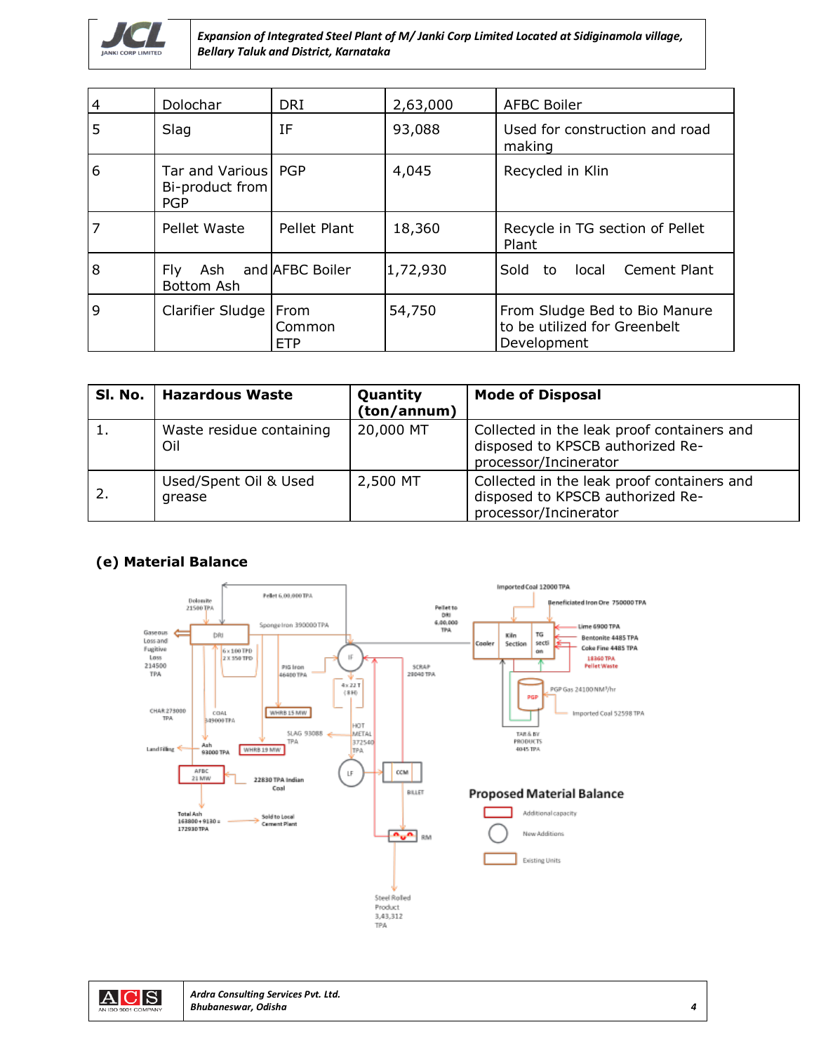| 4 | Dolochar | DRI | 2,63,000 | AFBC Boiler |
|---|---|---|---|---|
| 5 | Slag | IF | 93,088 | Used for construction and road making |
| 6 | Tar and Various Bi-product from PGP | PGP | 4,045 | Recycled in Klin |
| 7 | Pellet Waste | Pellet Plant | 18,360 | Recycle in TG section of Pellet Plant |
| 8 | Fly Ash and Bottom Ash | AFBC Boiler | 1,72,930 | Sold to local Cement Plant |
| 9 | Clarifier Sludge | From Common ETP | 54,750 | From Sludge Bed to Bio Manure to be utilized for Greenbelt Development |

| Sl. No. | Hazardous Waste | Quantity (ton/annum) | Mode of Disposal |
|---|---|---|---|
| 1. | Waste residue containing Oil | 20,000 MT | Collected in the leak proof containers and disposed to KPSCB authorized Re-processor/Incinerator |
| 2. | Used/Spent Oil & Used grease | 2,500 MT | Collected in the leak proof containers and disposed to KPSCB authorized Re-processor/Incinerator |

**(e) Material Balance**

Proposed Material Balance

- Pellet 6,00,000 TPA
- Dolomite 21500 TPA
- Gaseous Loss and Fugitive Loss 214500 TPA
- DRI: 6 x 100 TPD, 2 X 350 TPD
- Sponge Iron 390000 TPA
- PIG Iron 46400 TPA
- SCRAP 20040 TPA
- IF: 4 x 22 T (8 H)
- HOT METAL 372540 TPA
- SLAG 93088 TPA
- CHAR 273000 TPA
- COAL 349000 TPA
- WHRB 15 MW
- WHRB 19 MW
- Ash 93000 TPA
- Land Filling
- AFBC 21 MW
- 22830 TPA Indian Coal
- Total Ash 163800 + 9130 = 172930 TPA
- Sold to Local Cement Plant
- LF
- CCM
- BILLET
- RM
- Steel Rolled Product 3,43,312 TPA
- Pellet to DRI 6,00,000 TPA
- Imported Coal 12000 TPA
- Beneficiated Iron Ore 750000 TPA
- Cooler, Kiln Section, TG section
- Lime 6900 TPA
- Bentonite 4485 TPA
- Coke Fine 4485 TPA
- 18360 TPA Pellet Waste
- PGP
- PGP Gas 24100 NM³/hr
- Imported Coal 52598 TPA
- TAR & BY PRODUCTS 4045 TPA

Legend: Additional capacity; New Additions; Existing Units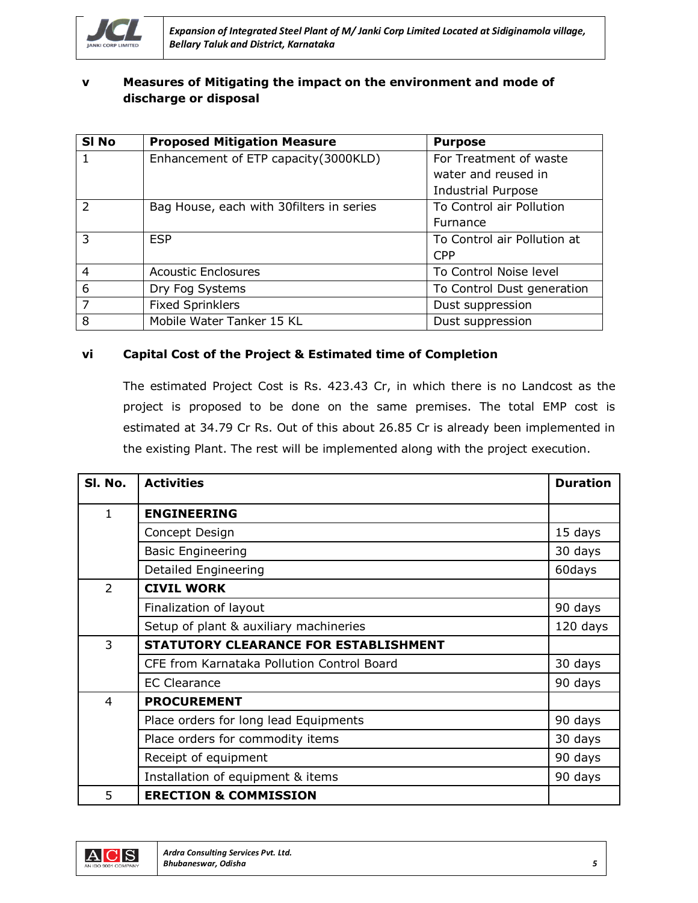## v Measures of Mitigating the impact on the environment and mode of discharge or disposal

| Sl No | Proposed Mitigation Measure | Purpose |
|---|---|---|
| 1 | Enhancement of ETP capacity(3000KLD) | For Treatment of waste water and reused in Industrial Purpose |
| 2 | Bag House, each with 30filters in series | To Control air Pollution Furnance |
| 3 | ESP | To Control air Pollution at CPP |
| 4 | Acoustic Enclosures | To Control Noise level |
| 6 | Dry Fog Systems | To Control Dust generation |
| 7 | Fixed Sprinklers | Dust suppression |
| 8 | Mobile Water Tanker 15 KL | Dust suppression |

## vi Capital Cost of the Project & Estimated time of Completion

The estimated Project Cost is Rs. 423.43 Cr, in which there is no Landcost as the project is proposed to be done on the same premises. The total EMP cost is estimated at 34.79 Cr Rs. Out of this about 26.85 Cr is already been implemented in the existing Plant. The rest will be implemented along with the project execution.

| Sl. No. | Activities | Duration |
|---|---|---|
| 1 | **ENGINEERING** | |
| | Concept Design | 15 days |
| | Basic Engineering | 30 days |
| | Detailed Engineering | 60days |
| 2 | **CIVIL WORK** | |
| | Finalization of layout | 90 days |
| | Setup of plant & auxiliary machineries | 120 days |
| 3 | **STATUTORY CLEARANCE FOR ESTABLISHMENT** | |
| | CFE from Karnataka Pollution Control Board | 30 days |
| | EC Clearance | 90 days |
| 4 | **PROCUREMENT** | |
| | Place orders for long lead Equipments | 90 days |
| | Place orders for commodity items | 30 days |
| | Receipt of equipment | 90 days |
| | Installation of equipment & items | 90 days |
| 5 | **ERECTION & COMMISSION** | |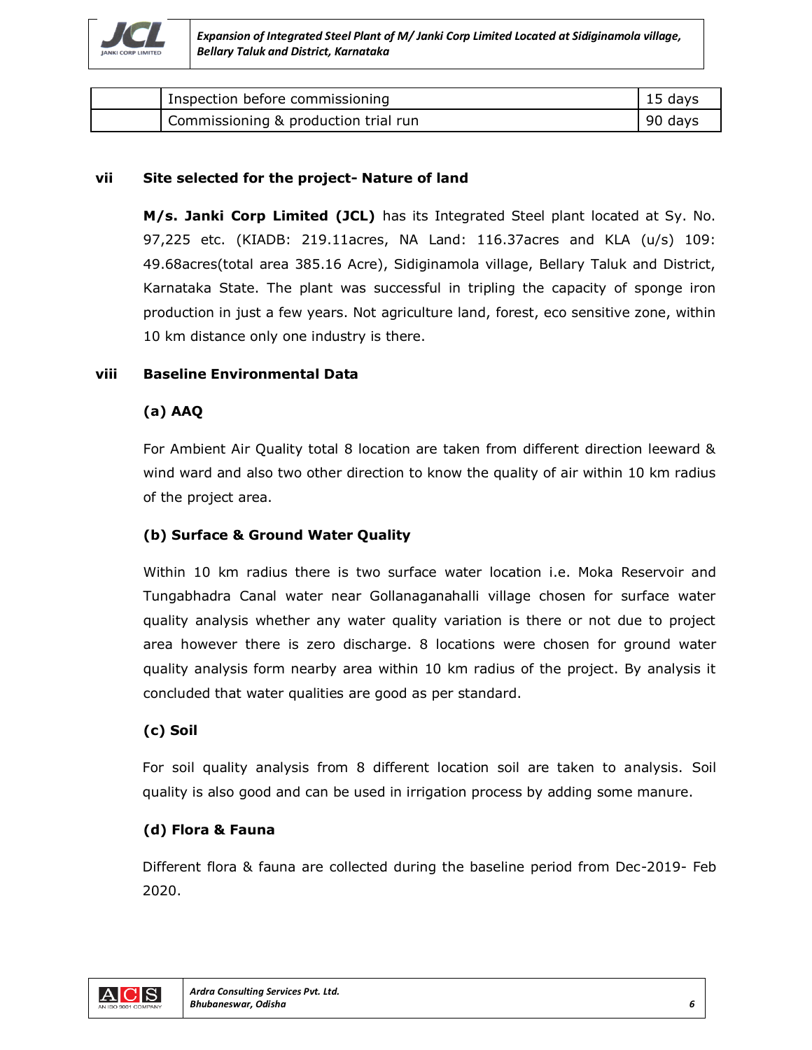|  | Inspection before commissioning | 15 days |
| --- | --- | --- |
|  | Commissioning & production trial run | 90 days |

**vii Site selected for the project- Nature of land**

**M/s. Janki Corp Limited (JCL)** has its Integrated Steel plant located at Sy. No. 97,225 etc. (KIADB: 219.11acres, NA Land: 116.37acres and KLA (u/s) 109: 49.68acres(total area 385.16 Acre), Sidiginamola village, Bellary Taluk and District, Karnataka State. The plant was successful in tripling the capacity of sponge iron production in just a few years. Not agriculture land, forest, eco sensitive zone, within 10 km distance only one industry is there.

**viii Baseline Environmental Data**

**(a) AAQ**

For Ambient Air Quality total 8 location are taken from different direction leeward & wind ward and also two other direction to know the quality of air within 10 km radius of the project area.

**(b) Surface & Ground Water Quality**

Within 10 km radius there is two surface water location i.e. Moka Reservoir and Tungabhadra Canal water near Gollanaganahalli village chosen for surface water quality analysis whether any water quality variation is there or not due to project area however there is zero discharge. 8 locations were chosen for ground water quality analysis form nearby area within 10 km radius of the project. By analysis it concluded that water qualities are good as per standard.

**(c) Soil**

For soil quality analysis from 8 different location soil are taken to analysis. Soil quality is also good and can be used in irrigation process by adding some manure.

**(d) Flora & Fauna**

Different flora & fauna are collected during the baseline period from Dec-2019- Feb 2020.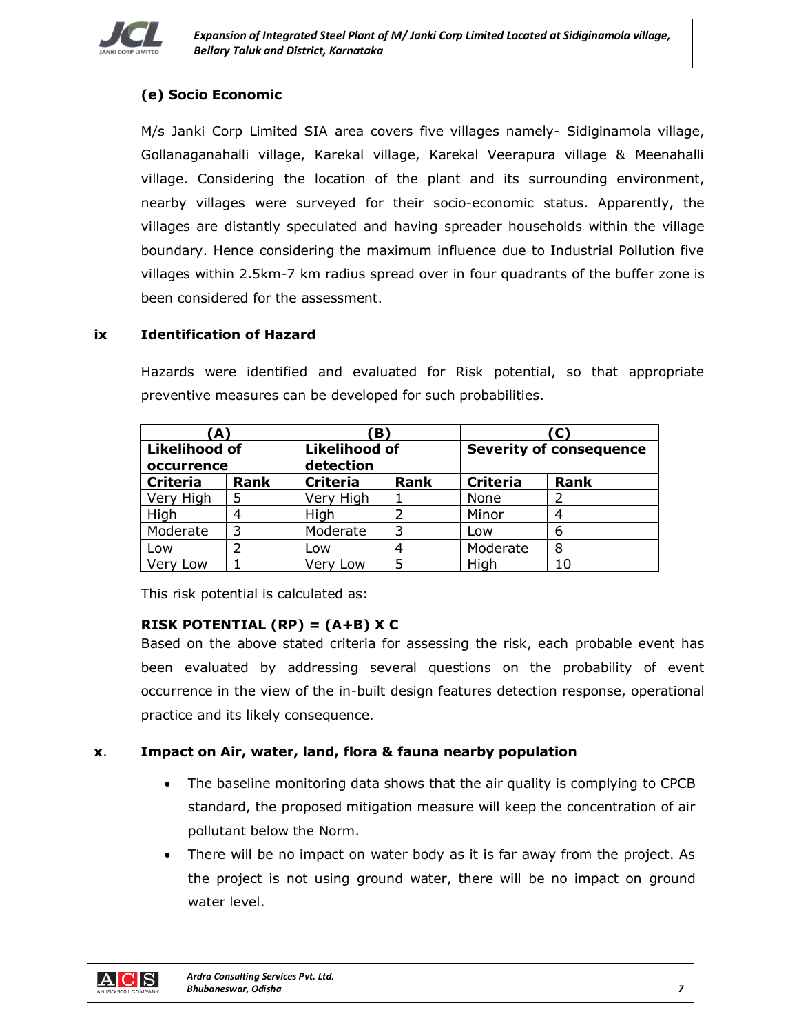### (e) Socio Economic

M/s Janki Corp Limited SIA area covers five villages namely- Sidiginamola village, Gollanaganahalli village, Karekal village, Karekal Veerapura village & Meenahalli village. Considering the location of the plant and its surrounding environment, nearby villages were surveyed for their socio-economic status. Apparently, the villages are distantly speculated and having spreader households within the village boundary. Hence considering the maximum influence due to Industrial Pollution five villages within 2.5km-7 km radius spread over in four quadrants of the buffer zone is been considered for the assessment.

### ix Identification of Hazard

Hazards were identified and evaluated for Risk potential, so that appropriate preventive measures can be developed for such probabilities.

| (A) | | (B) | | (C) | |
|---|---|---|---|---|---|
| **Likelihood of occurrence** | | **Likelihood of detection** | | **Severity of consequence** | |
| **Criteria** | **Rank** | **Criteria** | **Rank** | **Criteria** | **Rank** |
| Very High | 5 | Very High | 1 | None | 2 |
| High | 4 | High | 2 | Minor | 4 |
| Moderate | 3 | Moderate | 3 | Low | 6 |
| Low | 2 | Low | 4 | Moderate | 8 |
| Very Low | 1 | Very Low | 5 | High | 10 |

This risk potential is calculated as:

**RISK POTENTIAL (RP) = (A+B) X C**

Based on the above stated criteria for assessing the risk, each probable event has been evaluated by addressing several questions on the probability of event occurrence in the view of the in-built design features detection response, operational practice and its likely consequence.

### x. Impact on Air, water, land, flora & fauna nearby population

- The baseline monitoring data shows that the air quality is complying to CPCB standard, the proposed mitigation measure will keep the concentration of air pollutant below the Norm.
- There will be no impact on water body as it is far away from the project. As the project is not using ground water, there will be no impact on ground water level.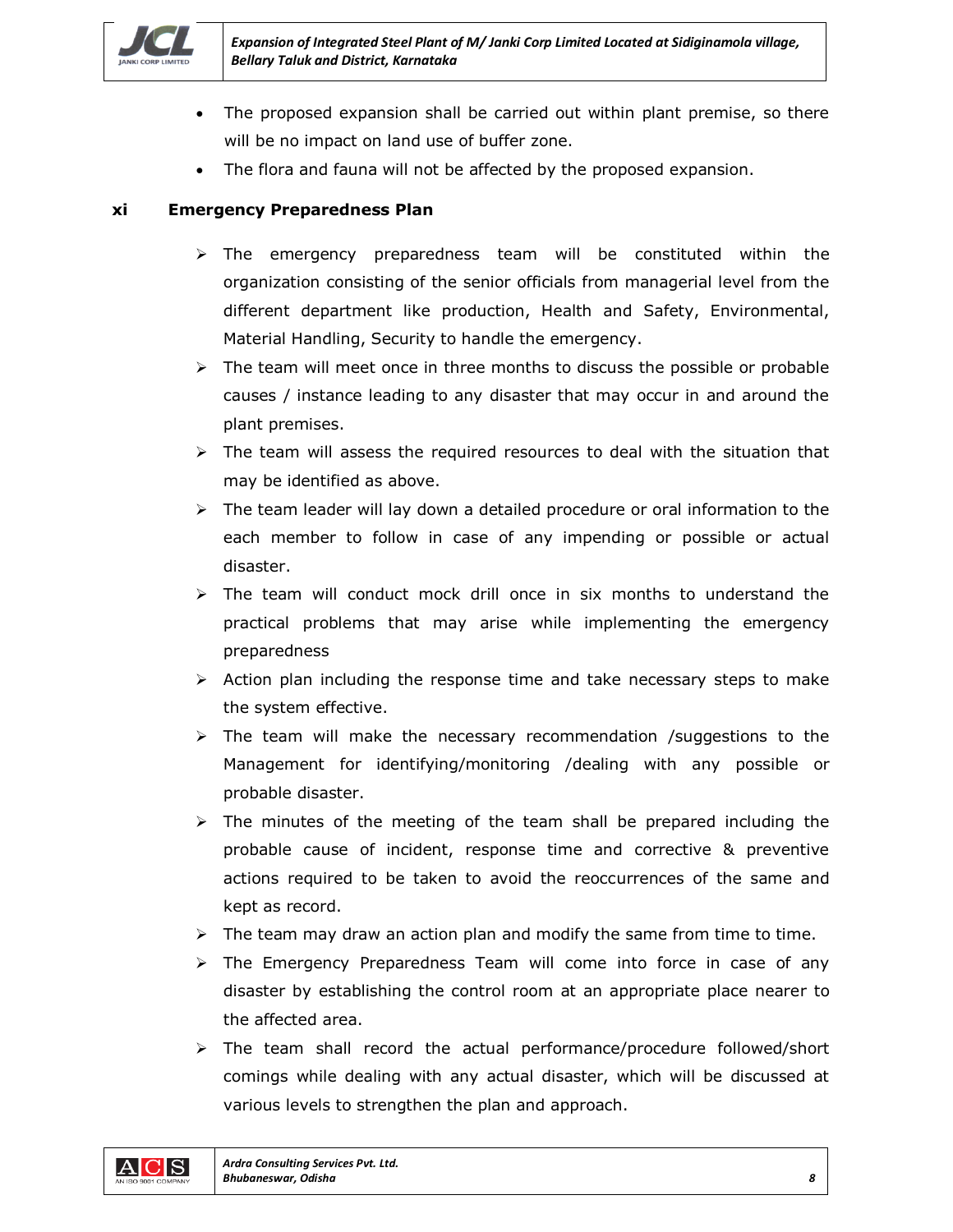- The proposed expansion shall be carried out within plant premise, so there will be no impact on land use of buffer zone.
- The flora and fauna will not be affected by the proposed expansion.

### xi Emergency Preparedness Plan

- The emergency preparedness team will be constituted within the organization consisting of the senior officials from managerial level from the different department like production, Health and Safety, Environmental, Material Handling, Security to handle the emergency.
- The team will meet once in three months to discuss the possible or probable causes / instance leading to any disaster that may occur in and around the plant premises.
- The team will assess the required resources to deal with the situation that may be identified as above.
- The team leader will lay down a detailed procedure or oral information to the each member to follow in case of any impending or possible or actual disaster.
- The team will conduct mock drill once in six months to understand the practical problems that may arise while implementing the emergency preparedness
- Action plan including the response time and take necessary steps to make the system effective.
- The team will make the necessary recommendation /suggestions to the Management for identifying/monitoring /dealing with any possible or probable disaster.
- The minutes of the meeting of the team shall be prepared including the probable cause of incident, response time and corrective & preventive actions required to be taken to avoid the reoccurrences of the same and kept as record.
- The team may draw an action plan and modify the same from time to time.
- The Emergency Preparedness Team will come into force in case of any disaster by establishing the control room at an appropriate place nearer to the affected area.
- The team shall record the actual performance/procedure followed/short comings while dealing with any actual disaster, which will be discussed at various levels to strengthen the plan and approach.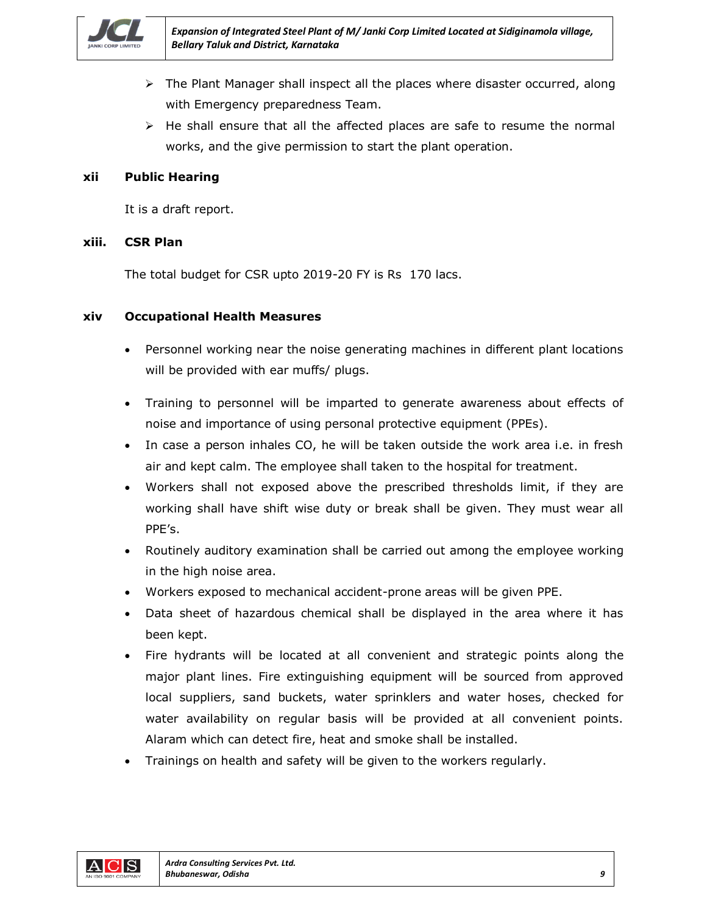- The Plant Manager shall inspect all the places where disaster occurred, along with Emergency preparedness Team.
- He shall ensure that all the affected places are safe to resume the normal works, and the give permission to start the plant operation.

### xii Public Hearing

It is a draft report.

### xiii. CSR Plan

The total budget for CSR upto 2019-20 FY is Rs 170 lacs.

### xiv Occupational Health Measures

- Personnel working near the noise generating machines in different plant locations will be provided with ear muffs/ plugs.
- Training to personnel will be imparted to generate awareness about effects of noise and importance of using personal protective equipment (PPEs).
- In case a person inhales CO, he will be taken outside the work area i.e. in fresh air and kept calm. The employee shall taken to the hospital for treatment.
- Workers shall not exposed above the prescribed thresholds limit, if they are working shall have shift wise duty or break shall be given. They must wear all PPE's.
- Routinely auditory examination shall be carried out among the employee working in the high noise area.
- Workers exposed to mechanical accident-prone areas will be given PPE.
- Data sheet of hazardous chemical shall be displayed in the area where it has been kept.
- Fire hydrants will be located at all convenient and strategic points along the major plant lines. Fire extinguishing equipment will be sourced from approved local suppliers, sand buckets, water sprinklers and water hoses, checked for water availability on regular basis will be provided at all convenient points. Alaram which can detect fire, heat and smoke shall be installed.
- Trainings on health and safety will be given to the workers regularly.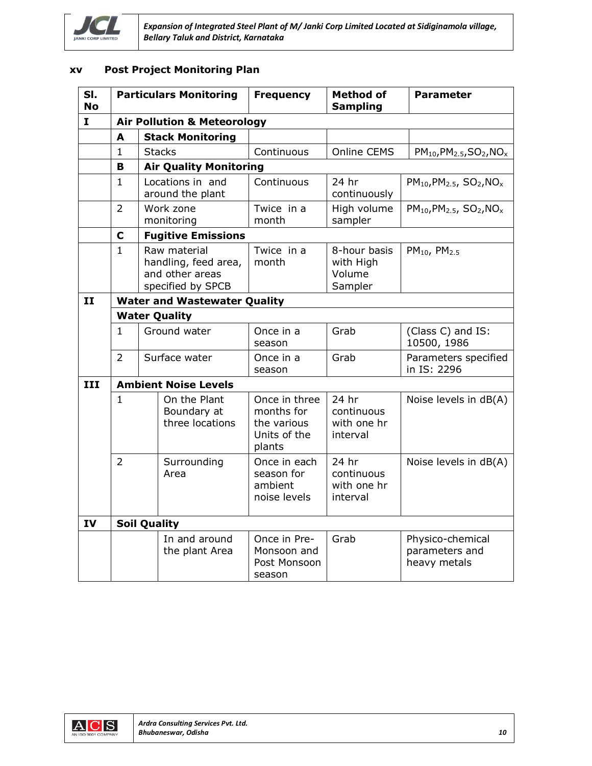### xv Post Project Monitoring Plan

| Sl. No | Particulars Monitoring | | Frequency | Method of Sampling | Parameter |
|---|---|---|---|---|---|
| I | Air Pollution & Meteorology | | | | |
| | A | Stack Monitoring | | | |
| | 1 | Stacks | Continuous | Online CEMS | $PM_{10}$,$PM_{2.5}$,$SO_2$,$NO_x$ |
| | B | Air Quality Monitoring | | | |
| | 1 | Locations in and around the plant | Continuous | 24 hr continuously | $PM_{10}$,$PM_{2.5}$, $SO_2$,$NO_x$ |
| | 2 | Work zone monitoring | Twice in a month | High volume sampler | $PM_{10}$,$PM_{2.5}$, $SO_2$,$NO_x$ |
| | C | Fugitive Emissions | | | |
| | 1 | Raw material handling, feed area, and other areas specified by SPCB | Twice in a month | 8-hour basis with High Volume Sampler | $PM_{10}$, $PM_{2.5}$ |
| II | Water and Wastewater Quality | | | | |
| | Water Quality | | | | |
| | 1 | Ground water | Once in a season | Grab | (Class C) and IS: 10500, 1986 |
| | 2 | Surface water | Once in a season | Grab | Parameters specified in IS: 2296 |
| III | Ambient Noise Levels | | | | |
| | 1 | On the Plant Boundary at three locations | Once in three months for the various Units of the plants | 24 hr continuous with one hr interval | Noise levels in dB(A) |
| | 2 | Surrounding Area | Once in each season for ambient noise levels | 24 hr continuous with one hr interval | Noise levels in dB(A) |
| IV | Soil Quality | | | | |
| | | In and around the plant Area | Once in Pre-Monsoon and Post Monsoon season | Grab | Physico-chemical parameters and heavy metals |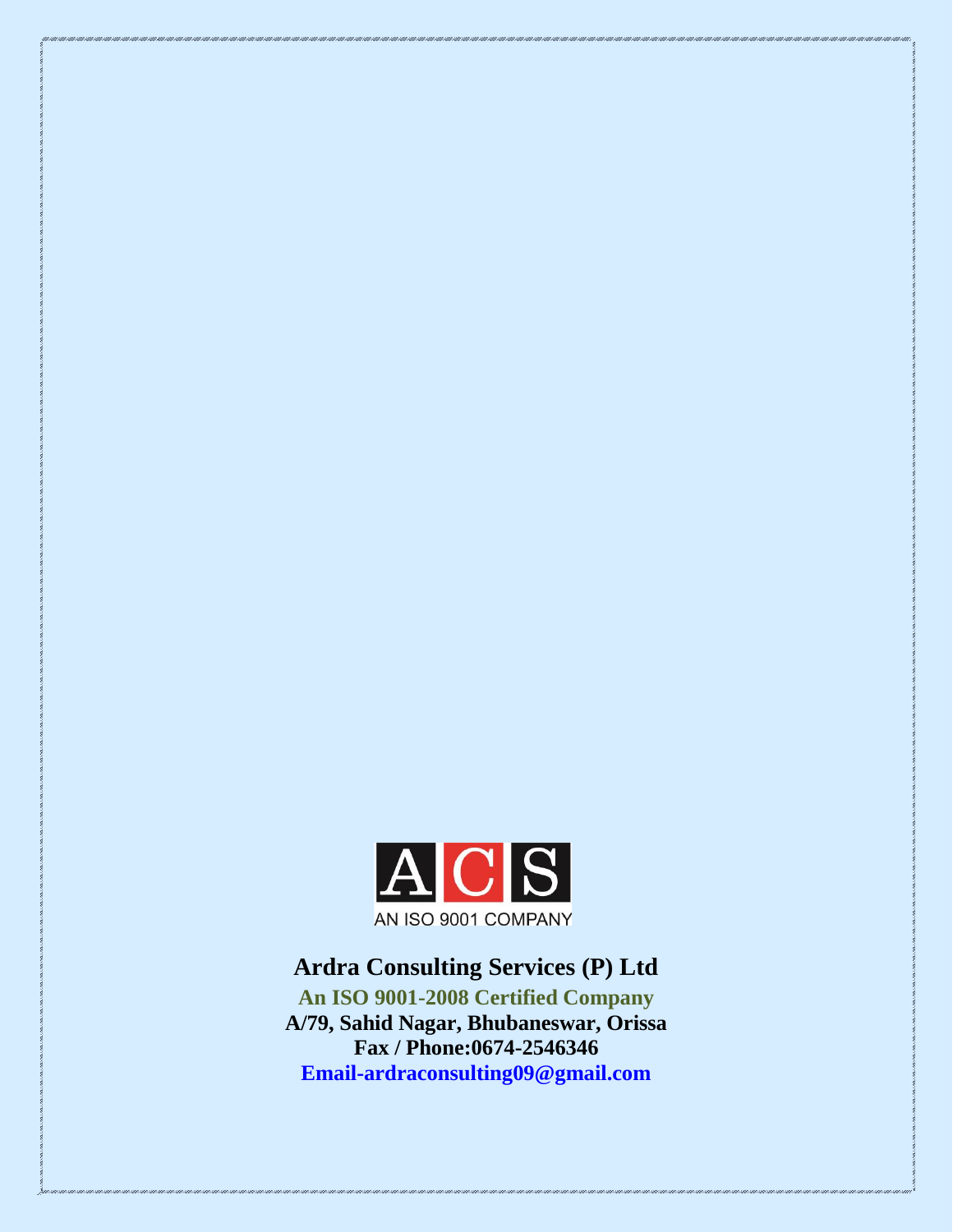ACS

AN ISO 9001 COMPANY

**Ardra Consulting Services (P) Ltd**

**An ISO 9001-2008 Certified Company**

**A/79, Sahid Nagar, Bhubaneswar, Orissa**

**Fax / Phone:0674-2546346**

**Email-ardraconsulting09@gmail.com**